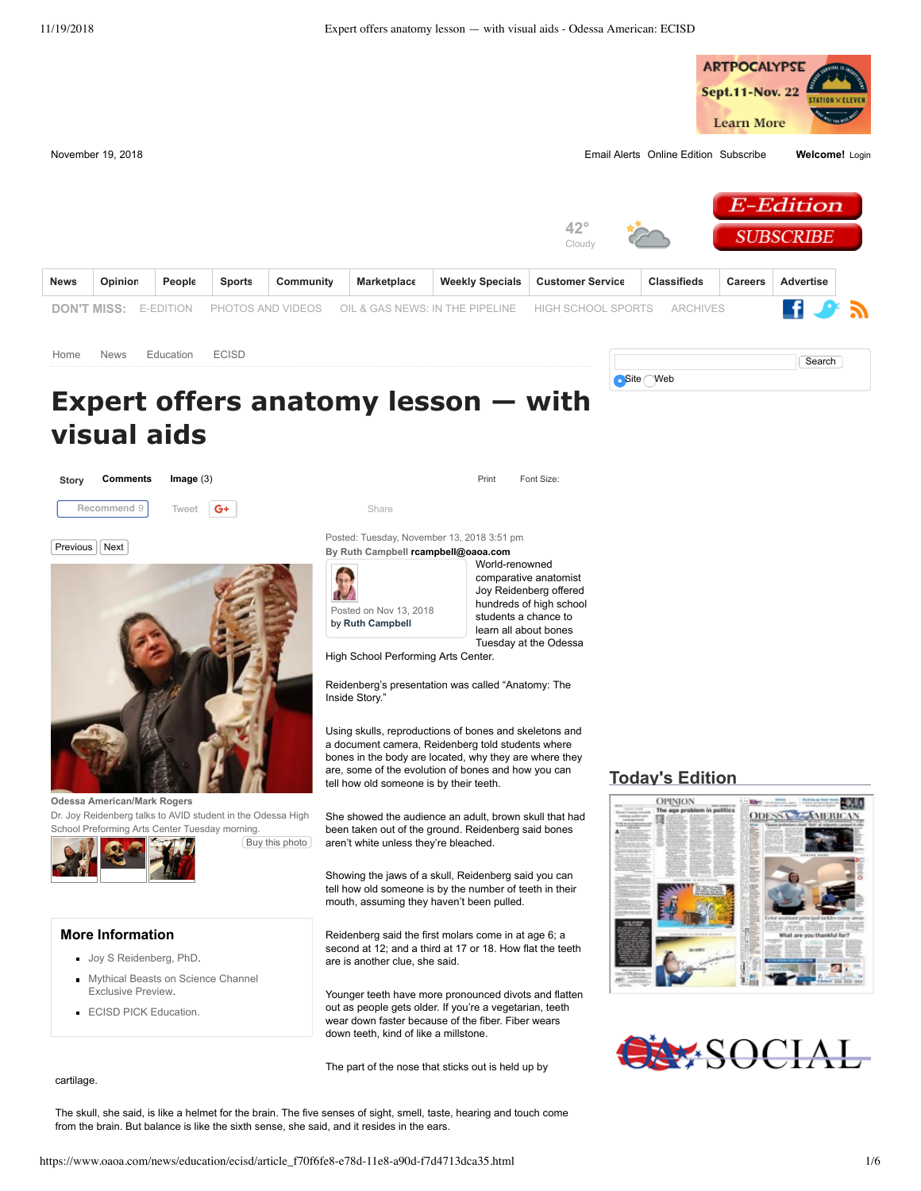# Expert offers anatomy lesson — with visual aids

Posted: Tuesday, November 13, 2018 3:51 pm

By Ruth Campbell rcampbell@oaoa.com

Odessa American/Mark Rogers

Dr. Joy Reidenberg talks to AVID student in the Odessa High School Preforming Arts Center Tuesday morning.

World-renowned comparative anatomist Joy Reidenberg offered hundreds of high school students a chance to learn all about bones Tuesday at the Odessa High School Performing Arts Center.

Reidenberg's presentation was called "Anatomy: The Inside Story."

Using skulls, reproductions of bones and skeletons and a document camera, Reidenberg told students where bones in the body are located, why they are where they are, some of the evolution of bones and how you can tell how old someone is by their teeth.

She showed the audience an adult, brown skull that had been taken out of the ground. Reidenberg said bones aren't white unless they're bleached.

Showing the jaws of a skull, Reidenberg said you can tell how old someone is by the number of teeth in their mouth, assuming they haven't been pulled.

Reidenberg said the first molars come in at age 6; a second at 12; and a third at 17 or 18. How flat the teeth are is another clue, she said.

Younger teeth have more pronounced divots and flatten out as people gets older. If you're a vegetarian, teeth wear down faster because of the fiber. Fiber wears down teeth, kind of like a millstone.

The part of the nose that sticks out is held up by cartilage.

The skull, she said, is like a helmet for the brain. The five senses of sight, smell, taste, hearing and touch come from the brain. But balance is like the sixth sense, she said, and it resides in the ears.

## More Information

- Joy S Reidenberg, PhD.
- Mythical Beasts on Science Channel Exclusive Preview.
- ECISD PICK Education.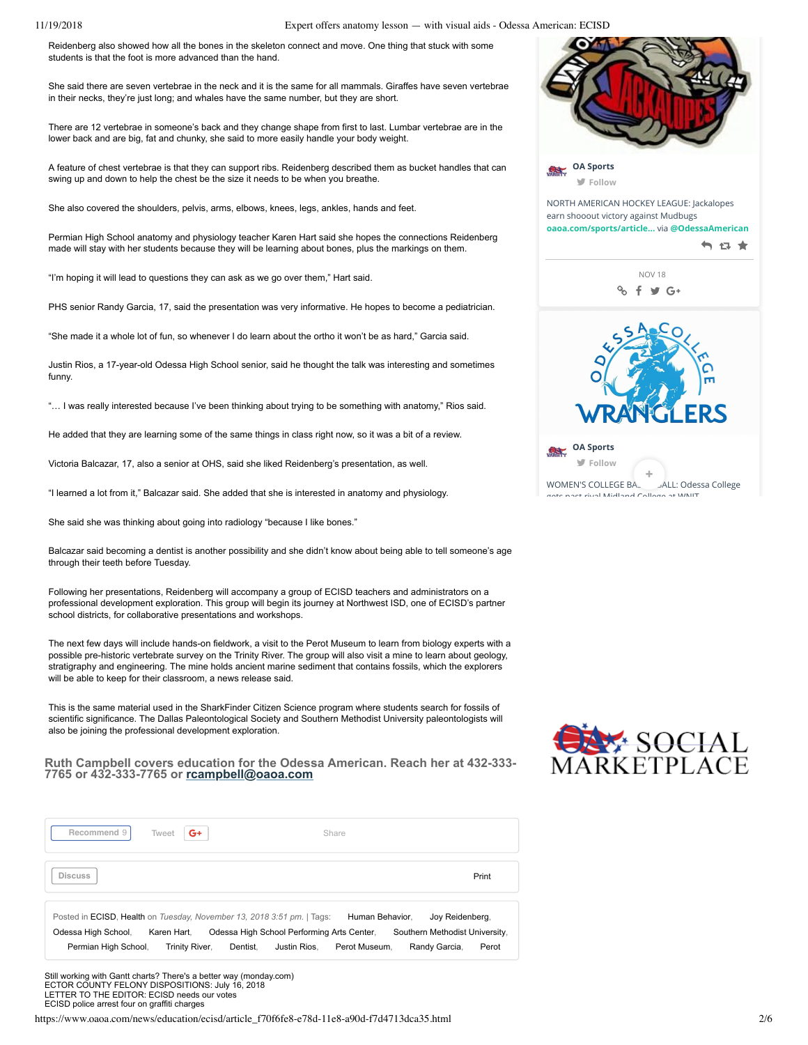Reidenberg also showed how all the bones in the skeleton connect and move. One thing that stuck with some students is that the foot is more advanced than the hand.

She said there are seven vertebrae in the neck and it is the same for all mammals. Giraffes have seven vertebrae in their necks, they're just long; and whales have the same number, but they are short.

There are 12 vertebrae in someone's back and they change shape from first to last. Lumbar vertebrae are in the lower back and are big, fat and chunky, she said to more easily handle your body weight.

A feature of chest vertebrae is that they can support ribs. Reidenberg described them as bucket handles that can swing up and down to help the chest be the size it needs to be when you breathe.

She also covered the shoulders, pelvis, arms, elbows, knees, legs, ankles, hands and feet.

Permian High School anatomy and physiology teacher Karen Hart said she hopes the connections Reidenberg made will stay with her students because they will be learning about bones, plus the markings on them.

"I'm hoping it will lead to questions they can ask as we go over them," Hart said.

PHS senior Randy Garcia, 17, said the presentation was very informative. He hopes to become a pediatrician.

"She made it a whole lot of fun, so whenever I do learn about the ortho it won't be as hard," Garcia said.

Justin Rios, a 17-year-old Odessa High School senior, said he thought the talk was interesting and sometimes funny.

"… I was really interested because I've been thinking about trying to be something with anatomy," Rios said.

He added that they are learning some of the same things in class right now, so it was a bit of a review.

Victoria Balcazar, 17, also a senior at OHS, said she liked Reidenberg's presentation, as well.

"I learned a lot from it," Balcazar said. She added that she is interested in anatomy and physiology.

She said she was thinking about going into radiology "because I like bones."

Balcazar said becoming a dentist is another possibility and she didn't know about being able to tell someone's age through their teeth before Tuesday.

Following her presentations, Reidenberg will accompany a group of ECISD teachers and administrators on a professional development exploration. This group will begin its journey at Northwest ISD, one of ECISD's partner school districts, for collaborative presentations and workshops.

The next few days will include hands-on fieldwork, a visit to the Perot Museum to learn from biology experts with a possible pre-historic vertebrate survey on the Trinity River. The group will also visit a mine to learn about geology, stratigraphy and engineering. The mine holds ancient marine sediment that contains fossils, which the explorers will be able to keep for their classroom, a news release said.

This is the same material used in the SharkFinder Citizen Science program where students search for fossils of scientific significance. The Dallas Paleontological Society and Southern Methodist University paleontologists will also be joining the professional development exploration.

**Ruth Campbell covers education for the Odessa American. Reach her at 432-333-7765 or 432-333-7765 or rcampbell@oaoa.com**

Recommend 9 Tweet G+ Share

Discuss Print

Posted in ECISD, Health on *Tuesday, November 13, 2018 3:51 pm.* | Tags: Human Behavior, Joy Reidenberg, Odessa High School, Karen Hart, Odessa High School Performing Arts Center, Southern Methodist University, Permian High School, Trinity River, Dentist, Justin Rios, Perot Museum, Randy Garcia, Perot

OA Sports
Follow
NORTH AMERICAN HOCKEY LEAGUE: Jackalopes earn shooout victory against Mudbugs oaoa.com/sports/article... via @OdessaAmerican
NOV 18

OA Sports
Follow
WOMEN'S COLLEGE BASKETBALL: Odessa College gets past rival Midland College at WNIT

OA SOCIAL MARKETPLACE

Still working with Gantt charts? There's a better way (monday.com)
ECTOR COUNTY FELONY DISPOSITIONS: July 16, 2018
LETTER TO THE EDITOR: ECISD needs our votes
ECISD police arrest four on graffiti charges